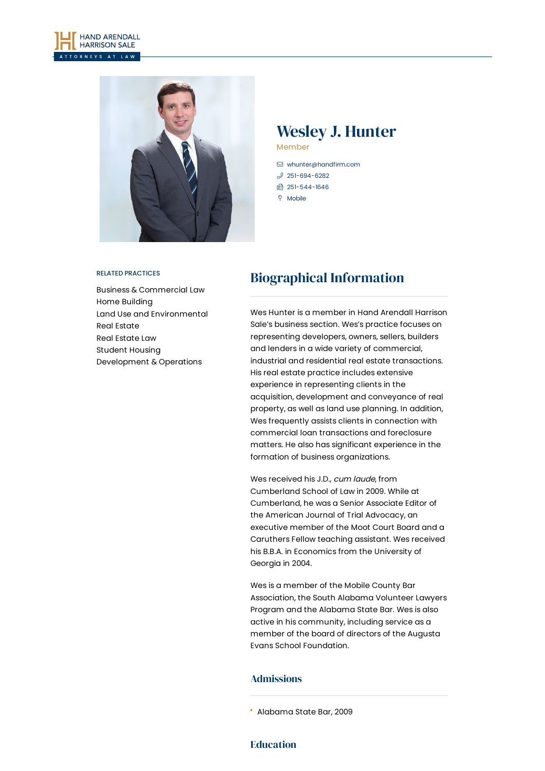# Wesley J. Hunter

Member

whunter@handfirm.com
251-694-6282
251-544-1646
Mobile

RELATED PRACTICES

Business & Commercial Law
Home Building
Land Use and Environmental
Real Estate
Real Estate Law
Student Housing
Development & Operations

## Biographical Information

Wes Hunter is a member in Hand Arendall Harrison Sale's business section. Wes's practice focuses on representing developers, owners, sellers, builders and lenders in a wide variety of commercial, industrial and residential real estate transactions. His real estate practice includes extensive experience in representing clients in the acquisition, development and conveyance of real property, as well as land use planning. In addition, Wes frequently assists clients in connection with commercial loan transactions and foreclosure matters. He also has significant experience in the formation of business organizations.

Wes received his J.D., *cum laude*, from Cumberland School of Law in 2009. While at Cumberland, he was a Senior Associate Editor of the American Journal of Trial Advocacy, an executive member of the Moot Court Board and a Caruthers Fellow teaching assistant. Wes received his B.B.A. in Economics from the University of Georgia in 2004.

Wes is a member of the Mobile County Bar Association, the South Alabama Volunteer Lawyers Program and the Alabama State Bar. Wes is also active in his community, including service as a member of the board of directors of the Augusta Evans School Foundation.

### Admissions

- Alabama State Bar, 2009

### Education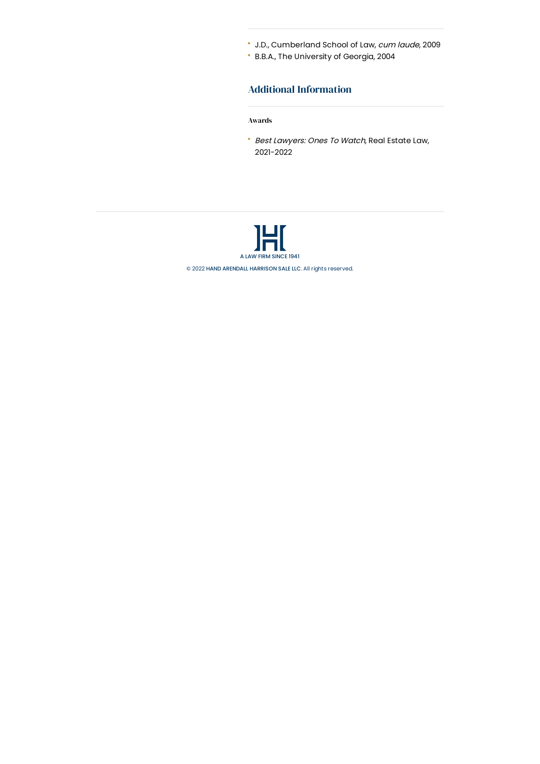- J.D., Cumberland School of Law, *cum laude*, 2009
- B.B.A., The University of Georgia, 2004

## Additional Information

### Awards

- *Best Lawyers: Ones To Watch*, Real Estate Law, 2021-2022

A LAW FIRM SINCE 1941

© 2022 HAND ARENDALL HARRISON SALE LLC. All rights reserved.